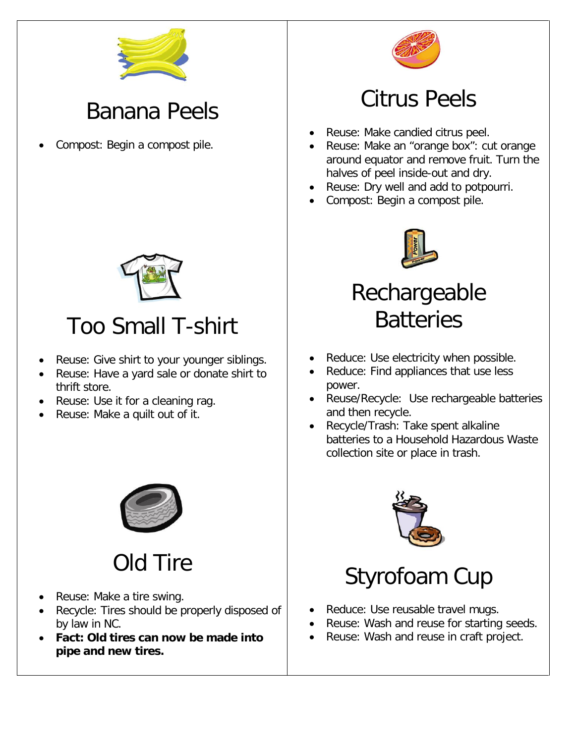## Banana Peels

- Compost: Begin a compost pile.

## Citrus Peels

- Reuse: Make candied citrus peel.
- Reuse: Make an "orange box": cut orange around equator and remove fruit. Turn the halves of peel inside-out and dry.
- Reuse: Dry well and add to potpourri.
- Compost: Begin a compost pile.

## Too Small T-shirt

- Reuse: Give shirt to your younger siblings.
- Reuse: Have a yard sale or donate shirt to thrift store.
- Reuse: Use it for a cleaning rag.
- Reuse: Make a quilt out of it.

## Rechargeable Batteries

- Reduce: Use electricity when possible.
- Reduce: Find appliances that use less power.
- Reuse/Recycle: Use rechargeable batteries and then recycle.
- Recycle/Trash: Take spent alkaline batteries to a Household Hazardous Waste collection site or place in trash.

## Old Tire

- Reuse: Make a tire swing.
- Recycle: Tires should be properly disposed of by law in NC.
- **Fact: Old tires can now be made into pipe and new tires.**

## Styrofoam Cup

- Reduce: Use reusable travel mugs.
- Reuse: Wash and reuse for starting seeds.
- Reuse: Wash and reuse in craft project.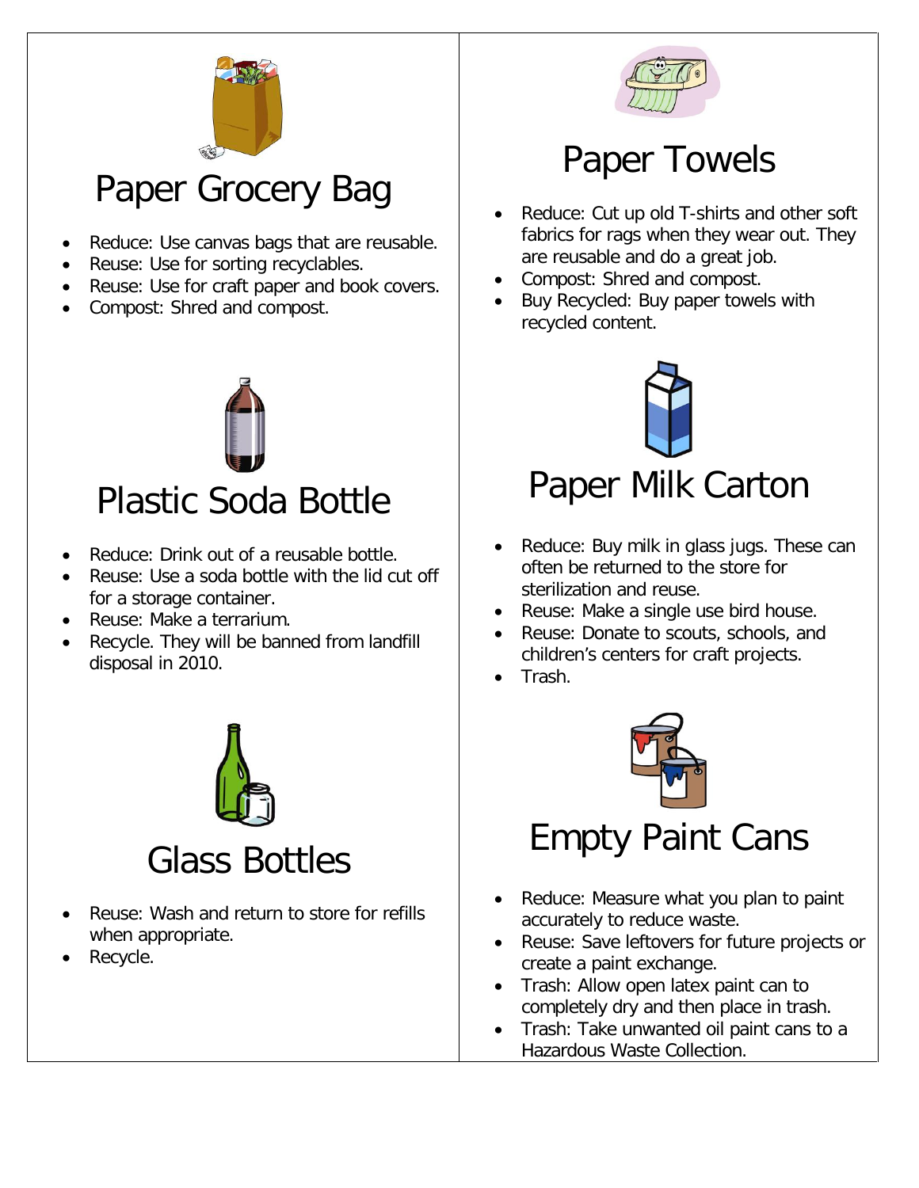## Paper Grocery Bag

- Reduce: Use canvas bags that are reusable.
- Reuse: Use for sorting recyclables.
- Reuse: Use for craft paper and book covers.
- Compost: Shred and compost.

## Plastic Soda Bottle

- Reduce: Drink out of a reusable bottle.
- Reuse: Use a soda bottle with the lid cut off for a storage container.
- Reuse: Make a terrarium.
- Recycle. They will be banned from landfill disposal in 2010.

## Glass Bottles

- Reuse: Wash and return to store for refills when appropriate.
- Recycle.

## Paper Towels

- Reduce: Cut up old T-shirts and other soft fabrics for rags when they wear out. They are reusable and do a great job.
- Compost: Shred and compost.
- Buy Recycled: Buy paper towels with recycled content.

## Paper Milk Carton

- Reduce: Buy milk in glass jugs. These can often be returned to the store for sterilization and reuse.
- Reuse: Make a single use bird house.
- Reuse: Donate to scouts, schools, and children's centers for craft projects.
- Trash.

## Empty Paint Cans

- Reduce: Measure what you plan to paint accurately to reduce waste.
- Reuse: Save leftovers for future projects or create a paint exchange.
- Trash: Allow open latex paint can to completely dry and then place in trash.
- Trash: Take unwanted oil paint cans to a Hazardous Waste Collection.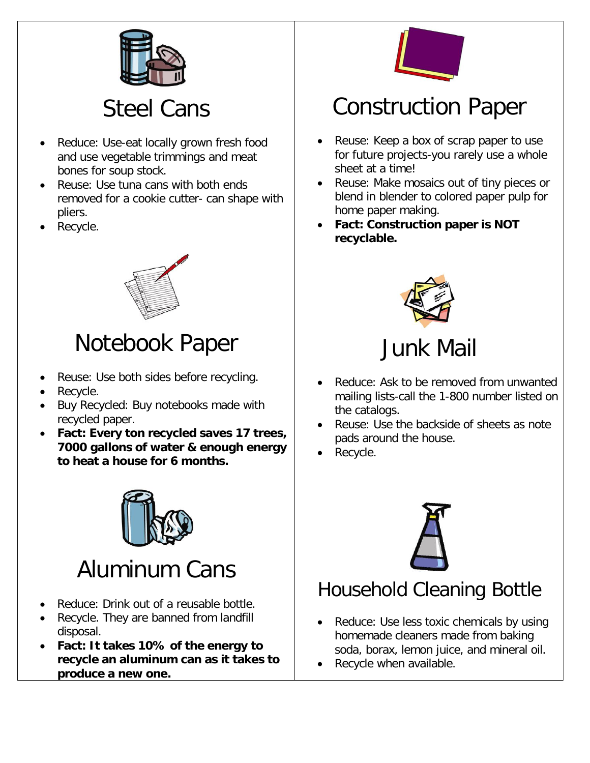## Steel Cans

- Reduce: Use-eat locally grown fresh food and use vegetable trimmings and meat bones for soup stock.
- Reuse: Use tuna cans with both ends removed for a cookie cutter- can shape with pliers.
- Recycle.

## Notebook Paper

- Reuse: Use both sides before recycling.
- Recycle.
- Buy Recycled: Buy notebooks made with recycled paper.
- **Fact: Every ton recycled saves 17 trees, 7000 gallons of water & enough energy to heat a house for 6 months.**

## Aluminum Cans

- Reduce: Drink out of a reusable bottle.
- Recycle. They are banned from landfill disposal.
- **Fact: It takes 10% of the energy to recycle an aluminum can as it takes to produce a new one.**

## Construction Paper

- Reuse: Keep a box of scrap paper to use for future projects-you rarely use a whole sheet at a time!
- Reuse: Make mosaics out of tiny pieces or blend in blender to colored paper pulp for home paper making.
- **Fact: Construction paper is NOT recyclable.**

## Junk Mail

- Reduce: Ask to be removed from unwanted mailing lists-call the 1-800 number listed on the catalogs.
- Reuse: Use the backside of sheets as note pads around the house.
- Recycle.

## Household Cleaning Bottle

- Reduce: Use less toxic chemicals by using homemade cleaners made from baking soda, borax, lemon juice, and mineral oil.
- Recycle when available.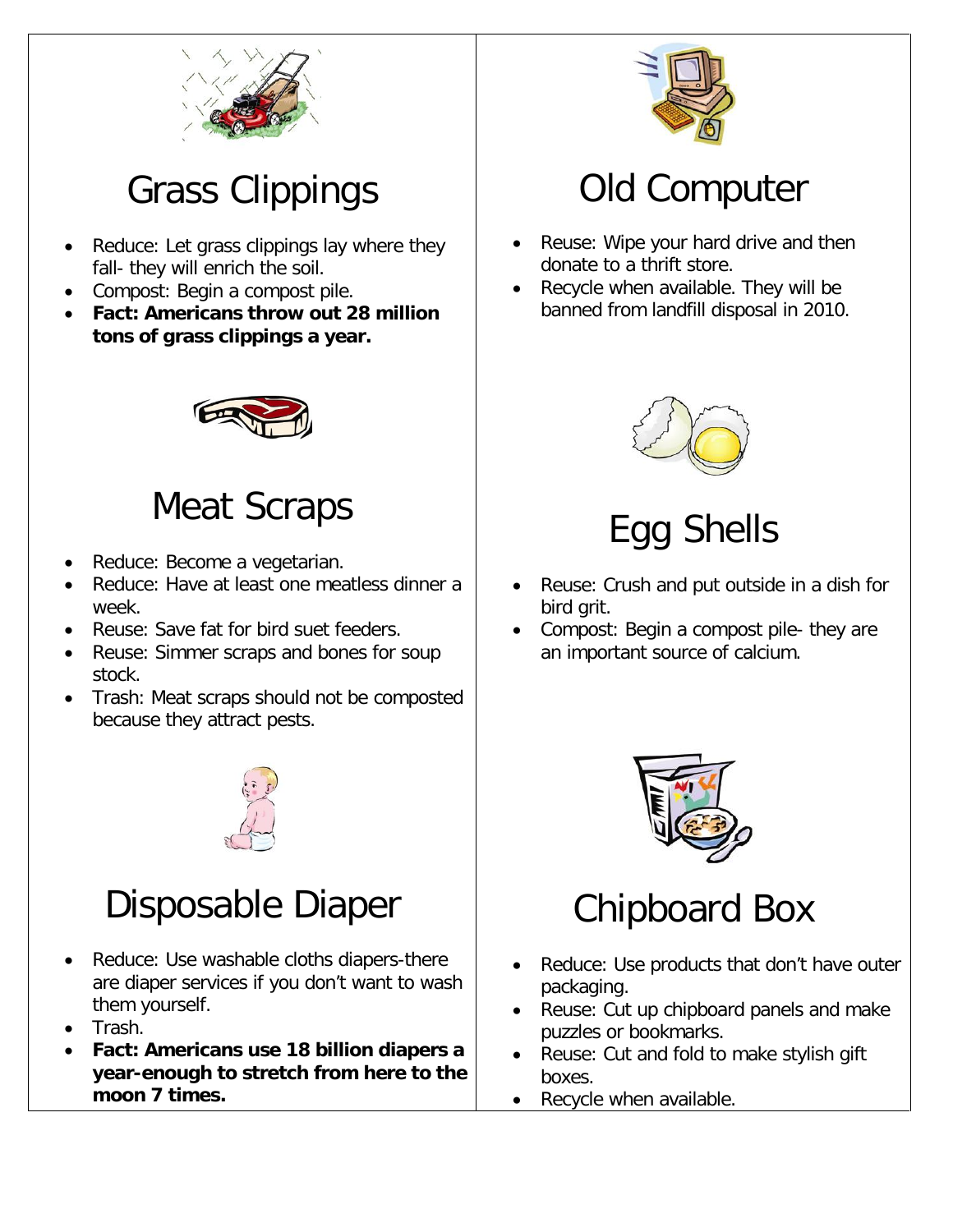## Grass Clippings

- Reduce: Let grass clippings lay where they fall- they will enrich the soil.
- Compost: Begin a compost pile.
- **Fact: Americans throw out 28 million tons of grass clippings a year.**

## Meat Scraps

- Reduce: Become a vegetarian.
- Reduce: Have at least one meatless dinner a week.
- Reuse: Save fat for bird suet feeders.
- Reuse: Simmer scraps and bones for soup stock.
- Trash: Meat scraps should not be composted because they attract pests.

## Disposable Diaper

- Reduce: Use washable cloths diapers-there are diaper services if you don't want to wash them yourself.
- Trash.
- **Fact: Americans use 18 billion diapers a year-enough to stretch from here to the moon 7 times.**

## Old Computer

- Reuse: Wipe your hard drive and then donate to a thrift store.
- Recycle when available. They will be banned from landfill disposal in 2010.

## Egg Shells

- Reuse: Crush and put outside in a dish for bird grit.
- Compost: Begin a compost pile- they are an important source of calcium.

## Chipboard Box

- Reduce: Use products that don't have outer packaging.
- Reuse: Cut up chipboard panels and make puzzles or bookmarks.
- Reuse: Cut and fold to make stylish gift boxes.
- Recycle when available.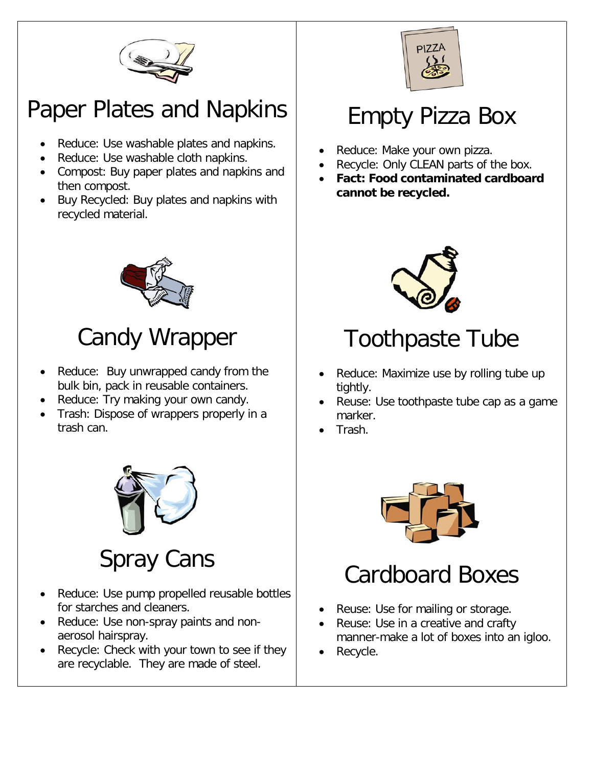## Paper Plates and Napkins

- Reduce: Use washable plates and napkins.
- Reduce: Use washable cloth napkins.
- Compost: Buy paper plates and napkins and then compost.
- Buy Recycled: Buy plates and napkins with recycled material.

## Empty Pizza Box

- Reduce: Make your own pizza.
- Recycle: Only CLEAN parts of the box.
- **Fact: Food contaminated cardboard cannot be recycled.**

## Candy Wrapper

- Reduce: Buy unwrapped candy from the bulk bin, pack in reusable containers.
- Reduce: Try making your own candy.
- Trash: Dispose of wrappers properly in a trash can.

## Toothpaste Tube

- Reduce: Maximize use by rolling tube up tightly.
- Reuse: Use toothpaste tube cap as a game marker.
- Trash.

## Spray Cans

- Reduce: Use pump propelled reusable bottles for starches and cleaners.
- Reduce: Use non-spray paints and non-aerosol hairspray.
- Recycle: Check with your town to see if they are recyclable. They are made of steel.

## Cardboard Boxes

- Reuse: Use for mailing or storage.
- Reuse: Use in a creative and crafty manner-make a lot of boxes into an igloo.
- Recycle.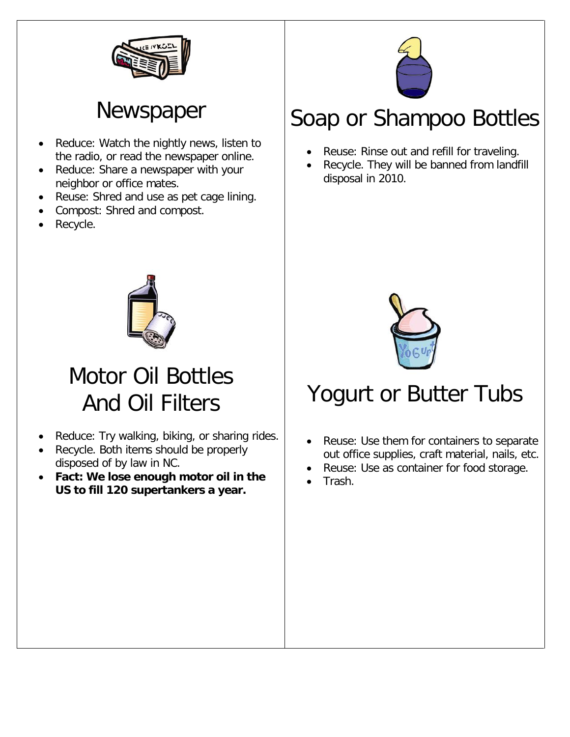## Newspaper

- Reduce: Watch the nightly news, listen to the radio, or read the newspaper online.
- Reduce: Share a newspaper with your neighbor or office mates.
- Reuse: Shred and use as pet cage lining.
- Compost: Shred and compost.
- Recycle.

## Soap or Shampoo Bottles

- Reuse: Rinse out and refill for traveling.
- Recycle. They will be banned from landfill disposal in 2010.

## Motor Oil Bottles And Oil Filters

- Reduce: Try walking, biking, or sharing rides.
- Recycle. Both items should be properly disposed of by law in NC.
- **Fact: We lose enough motor oil in the US to fill 120 supertankers a year.**

## Yogurt or Butter Tubs

- Reuse: Use them for containers to separate out office supplies, craft material, nails, etc.
- Reuse: Use as container for food storage.
- Trash.